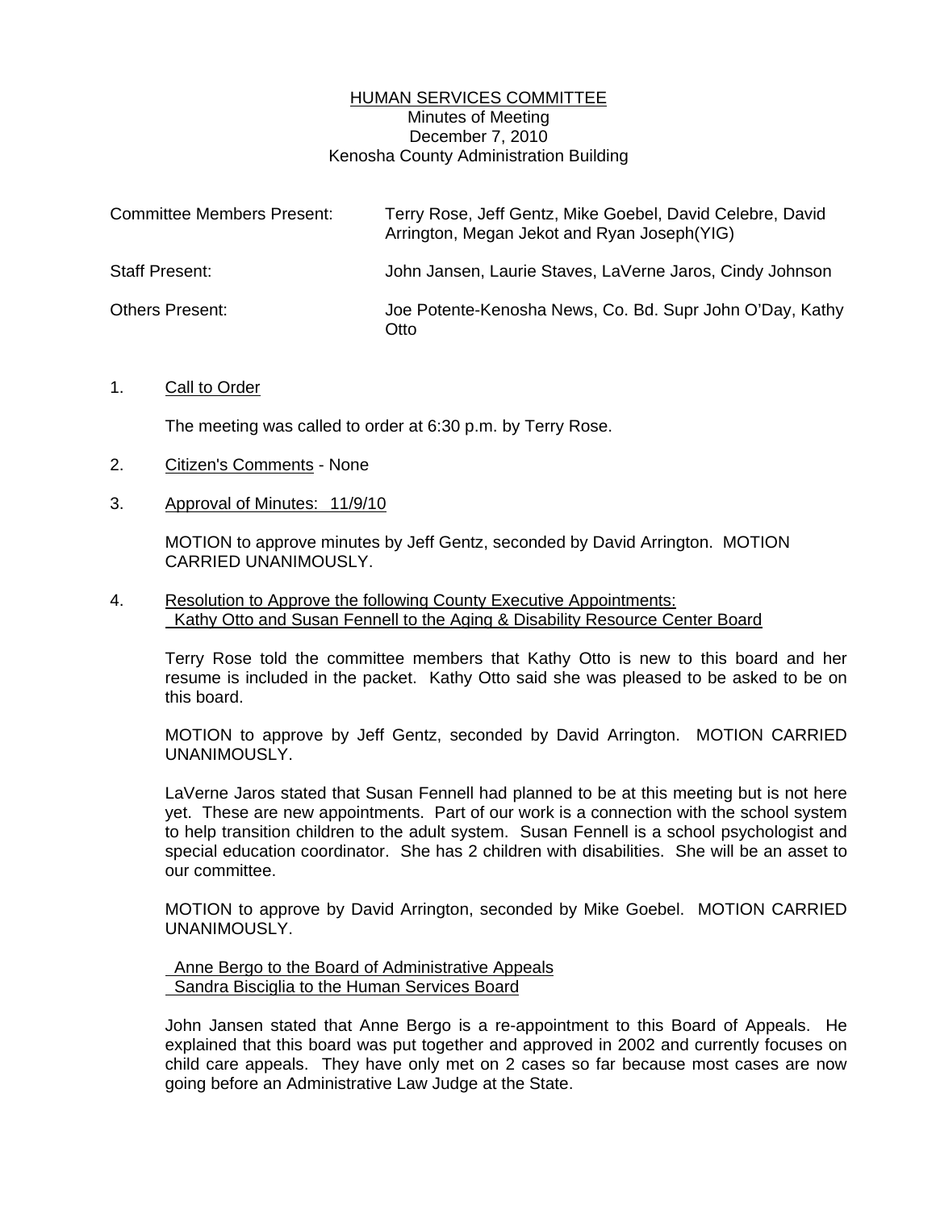# HUMAN SERVICES COMMITTEE

Minutes of Meeting
December 7, 2010
Kenosha County Administration Building

| | |
|---|---|
| Committee Members Present: | Terry Rose, Jeff Gentz, Mike Goebel, David Celebre, David Arrington, Megan Jekot and Ryan Joseph(YIG) |
| Staff Present: | John Jansen, Laurie Staves, LaVerne Jaros, Cindy Johnson |
| Others Present: | Joe Potente-Kenosha News, Co. Bd. Supr John O'Day, Kathy Otto |

1. Call to Order

   The meeting was called to order at 6:30 p.m. by Terry Rose.

2. Citizen's Comments - None

3. Approval of Minutes: 11/9/10

   MOTION to approve minutes by Jeff Gentz, seconded by David Arrington. MOTION CARRIED UNANIMOUSLY.

4. Resolution to Approve the following County Executive Appointments:
   Kathy Otto and Susan Fennell to the Aging & Disability Resource Center Board

   Terry Rose told the committee members that Kathy Otto is new to this board and her resume is included in the packet. Kathy Otto said she was pleased to be asked to be on this board.

   MOTION to approve by Jeff Gentz, seconded by David Arrington. MOTION CARRIED UNANIMOUSLY.

   LaVerne Jaros stated that Susan Fennell had planned to be at this meeting but is not here yet. These are new appointments. Part of our work is a connection with the school system to help transition children to the adult system. Susan Fennell is a school psychologist and special education coordinator. She has 2 children with disabilities. She will be an asset to our committee.

   MOTION to approve by David Arrington, seconded by Mike Goebel. MOTION CARRIED UNANIMOUSLY.

   Anne Bergo to the Board of Administrative Appeals
   Sandra Bisciglia to the Human Services Board

   John Jansen stated that Anne Bergo is a re-appointment to this Board of Appeals. He explained that this board was put together and approved in 2002 and currently focuses on child care appeals. They have only met on 2 cases so far because most cases are now going before an Administrative Law Judge at the State.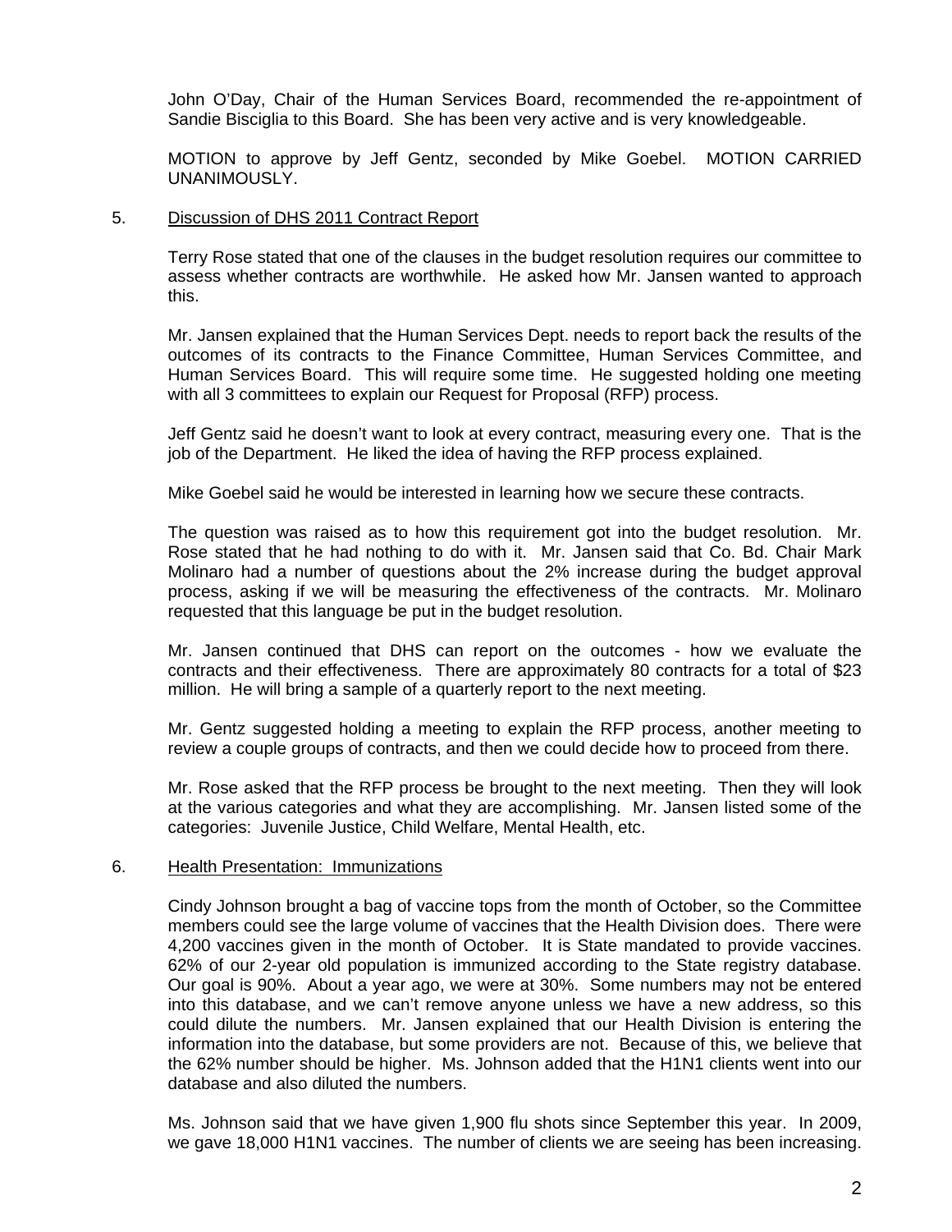John O'Day, Chair of the Human Services Board, recommended the re-appointment of Sandie Bisciglia to this Board. She has been very active and is very knowledgeable.

MOTION to approve by Jeff Gentz, seconded by Mike Goebel. MOTION CARRIED UNANIMOUSLY.

5. <u>Discussion of DHS 2011 Contract Report</u>

Terry Rose stated that one of the clauses in the budget resolution requires our committee to assess whether contracts are worthwhile. He asked how Mr. Jansen wanted to approach this.

Mr. Jansen explained that the Human Services Dept. needs to report back the results of the outcomes of its contracts to the Finance Committee, Human Services Committee, and Human Services Board. This will require some time. He suggested holding one meeting with all 3 committees to explain our Request for Proposal (RFP) process.

Jeff Gentz said he doesn't want to look at every contract, measuring every one. That is the job of the Department. He liked the idea of having the RFP process explained.

Mike Goebel said he would be interested in learning how we secure these contracts.

The question was raised as to how this requirement got into the budget resolution. Mr. Rose stated that he had nothing to do with it. Mr. Jansen said that Co. Bd. Chair Mark Molinaro had a number of questions about the 2% increase during the budget approval process, asking if we will be measuring the effectiveness of the contracts. Mr. Molinaro requested that this language be put in the budget resolution.

Mr. Jansen continued that DHS can report on the outcomes - how we evaluate the contracts and their effectiveness. There are approximately 80 contracts for a total of $23 million. He will bring a sample of a quarterly report to the next meeting.

Mr. Gentz suggested holding a meeting to explain the RFP process, another meeting to review a couple groups of contracts, and then we could decide how to proceed from there.

Mr. Rose asked that the RFP process be brought to the next meeting. Then they will look at the various categories and what they are accomplishing. Mr. Jansen listed some of the categories: Juvenile Justice, Child Welfare, Mental Health, etc.

6. <u>Health Presentation: Immunizations</u>

Cindy Johnson brought a bag of vaccine tops from the month of October, so the Committee members could see the large volume of vaccines that the Health Division does. There were 4,200 vaccines given in the month of October. It is State mandated to provide vaccines. 62% of our 2-year old population is immunized according to the State registry database. Our goal is 90%. About a year ago, we were at 30%. Some numbers may not be entered into this database, and we can't remove anyone unless we have a new address, so this could dilute the numbers. Mr. Jansen explained that our Health Division is entering the information into the database, but some providers are not. Because of this, we believe that the 62% number should be higher. Ms. Johnson added that the H1N1 clients went into our database and also diluted the numbers.

Ms. Johnson said that we have given 1,900 flu shots since September this year. In 2009, we gave 18,000 H1N1 vaccines. The number of clients we are seeing has been increasing.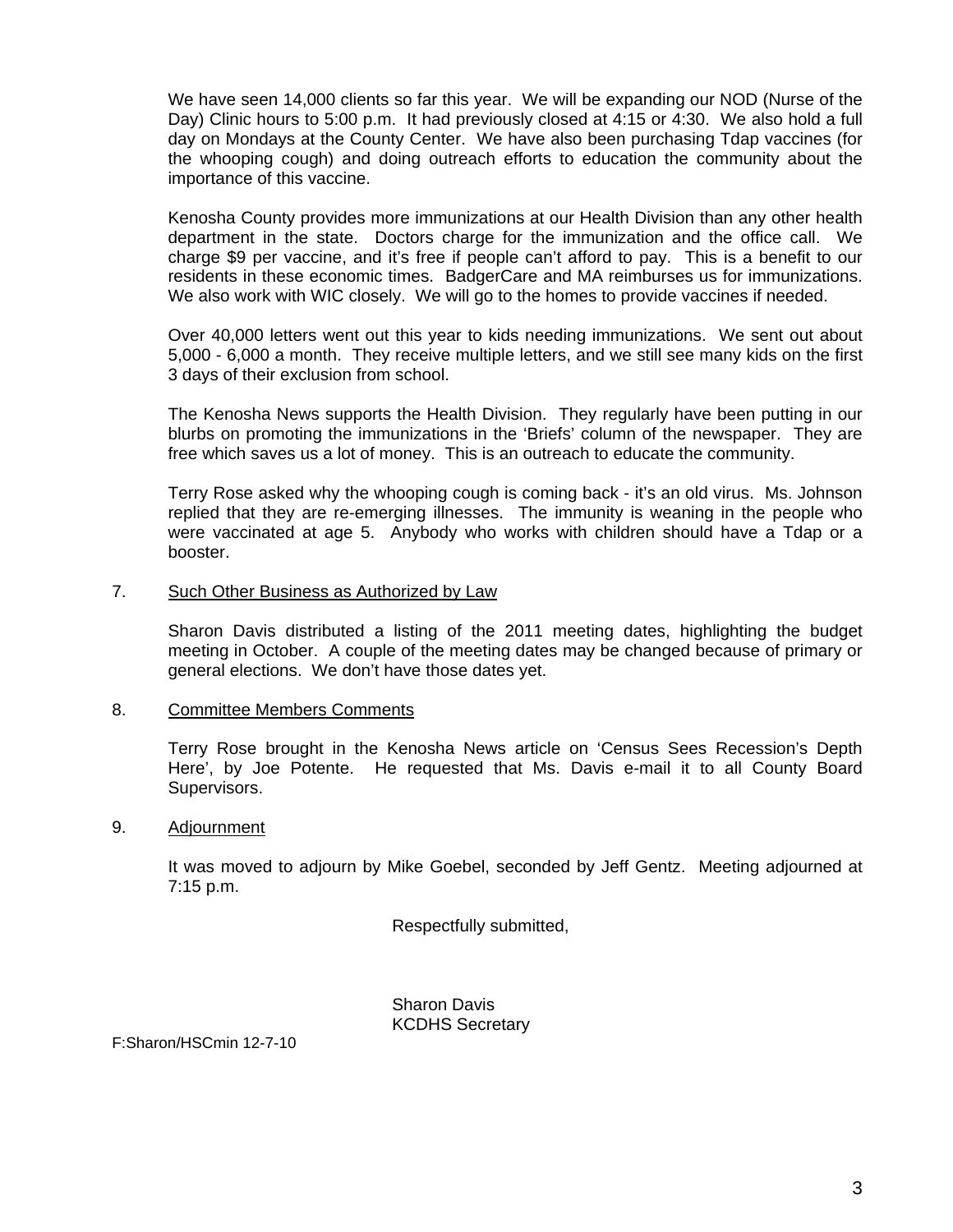We have seen 14,000 clients so far this year. We will be expanding our NOD (Nurse of the Day) Clinic hours to 5:00 p.m. It had previously closed at 4:15 or 4:30. We also hold a full day on Mondays at the County Center. We have also been purchasing Tdap vaccines (for the whooping cough) and doing outreach efforts to education the community about the importance of this vaccine.

Kenosha County provides more immunizations at our Health Division than any other health department in the state. Doctors charge for the immunization and the office call. We charge $9 per vaccine, and it's free if people can't afford to pay. This is a benefit to our residents in these economic times. BadgerCare and MA reimburses us for immunizations. We also work with WIC closely. We will go to the homes to provide vaccines if needed.

Over 40,000 letters went out this year to kids needing immunizations. We sent out about 5,000 - 6,000 a month. They receive multiple letters, and we still see many kids on the first 3 days of their exclusion from school.

The Kenosha News supports the Health Division. They regularly have been putting in our blurbs on promoting the immunizations in the 'Briefs' column of the newspaper. They are free which saves us a lot of money. This is an outreach to educate the community.

Terry Rose asked why the whooping cough is coming back - it's an old virus. Ms. Johnson replied that they are re-emerging illnesses. The immunity is weaning in the people who were vaccinated at age 5. Anybody who works with children should have a Tdap or a booster.

7. Such Other Business as Authorized by Law

Sharon Davis distributed a listing of the 2011 meeting dates, highlighting the budget meeting in October. A couple of the meeting dates may be changed because of primary or general elections. We don't have those dates yet.

8. Committee Members Comments

Terry Rose brought in the Kenosha News article on 'Census Sees Recession's Depth Here', by Joe Potente. He requested that Ms. Davis e-mail it to all County Board Supervisors.

9. Adjournment

It was moved to adjourn by Mike Goebel, seconded by Jeff Gentz. Meeting adjourned at 7:15 p.m.

Respectfully submitted,

Sharon Davis
KCDHS Secretary

F:Sharon/HSCmin 12-7-10